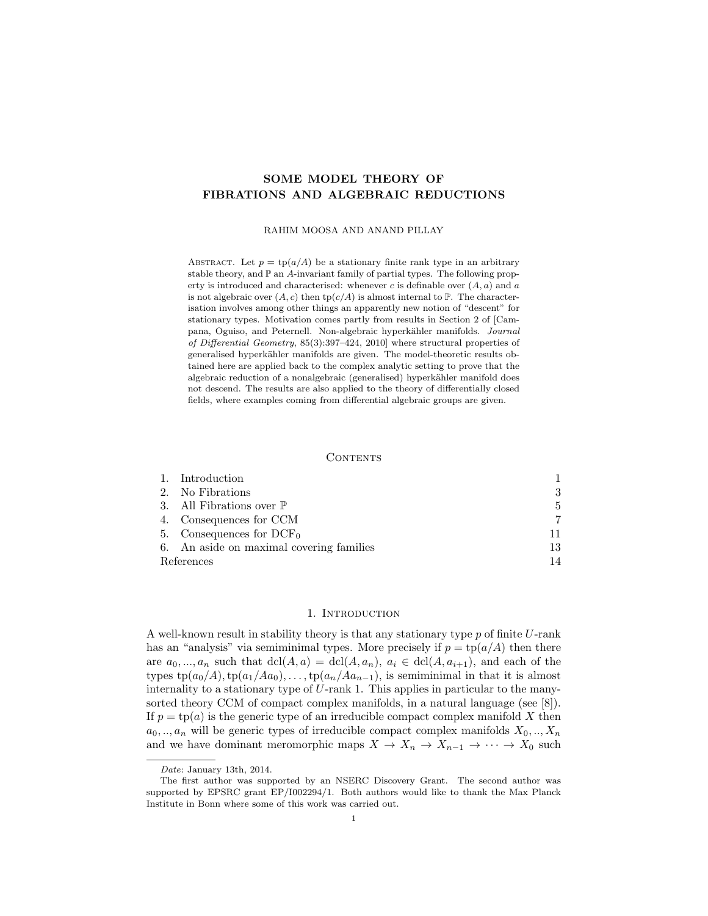# SOME MODEL THEORY OF FIBRATIONS AND ALGEBRAIC REDUCTIONS

RAHIM MOOSA AND ANAND PILLAY

Abstract. Let $p = \mathrm{tp}(a/A)$ be a stationary finite rank type in an arbitrary stable theory, and $\mathbb{P}$ an $A$-invariant family of partial types. The following property is introduced and characterised: whenever $c$ is definable over $(A, a)$ and $a$ is not algebraic over $(A, c)$ then $\mathrm{tp}(c/A)$ is almost internal to $\mathbb{P}$. The characterisation involves among other things an apparently new notion of "descent" for stationary types. Motivation comes partly from results in Section 2 of [Campana, Oguiso, and Peternell. Non-algebraic hyperkähler manifolds. *Journal of Differential Geometry*, 85(3):397–424, 2010] where structural properties of generalised hyperkähler manifolds are given. The model-theoretic results obtained here are applied back to the complex analytic setting to prove that the algebraic reduction of a nonalgebraic (generalised) hyperkähler manifold does not descend. The results are also applied to the theory of differentially closed fields, where examples coming from differential algebraic groups are given.

## Contents

| | |
|---|---|
| 1. Introduction | 1 |
| 2. No Fibrations | 3 |
| 3. All Fibrations over $\mathbb{P}$ | 5 |
| 4. Consequences for CCM | 7 |
| 5. Consequences for $\mathrm{DCF}_0$ | 11 |
| 6. An aside on maximal covering families | 13 |
| References | 14 |

## 1. Introduction

A well-known result in stability theory is that any stationary type $p$ of finite $U$-rank has an "analysis" via semiminimal types. More precisely if $p = \mathrm{tp}(a/A)$ then there are $a_0, ..., a_n$ such that $\mathrm{dcl}(A, a) = \mathrm{dcl}(A, a_n)$, $a_i \in \mathrm{dcl}(A, a_{i+1})$, and each of the types $\mathrm{tp}(a_0/A), \mathrm{tp}(a_1/Aa_0), \ldots, \mathrm{tp}(a_n/Aa_{n-1})$, is semiminimal in that it is almost internality to a stationary type of $U$-rank 1. This applies in particular to the many-sorted theory CCM of compact complex manifolds, in a natural language (see [8]). If $p = \mathrm{tp}(a)$ is the generic type of an irreducible compact complex manifold $X$ then $a_0, .., a_n$ will be generic types of irreducible compact complex manifolds $X_0, .., X_n$ and we have dominant meromorphic maps $X \to X_n \to X_{n-1} \to \cdots \to X_0$ such

---

*Date*: January 13th, 2014.

The first author was supported by an NSERC Discovery Grant. The second author was supported by EPSRC grant EP/I002294/1. Both authors would like to thank the Max Planck Institute in Bonn where some of this work was carried out.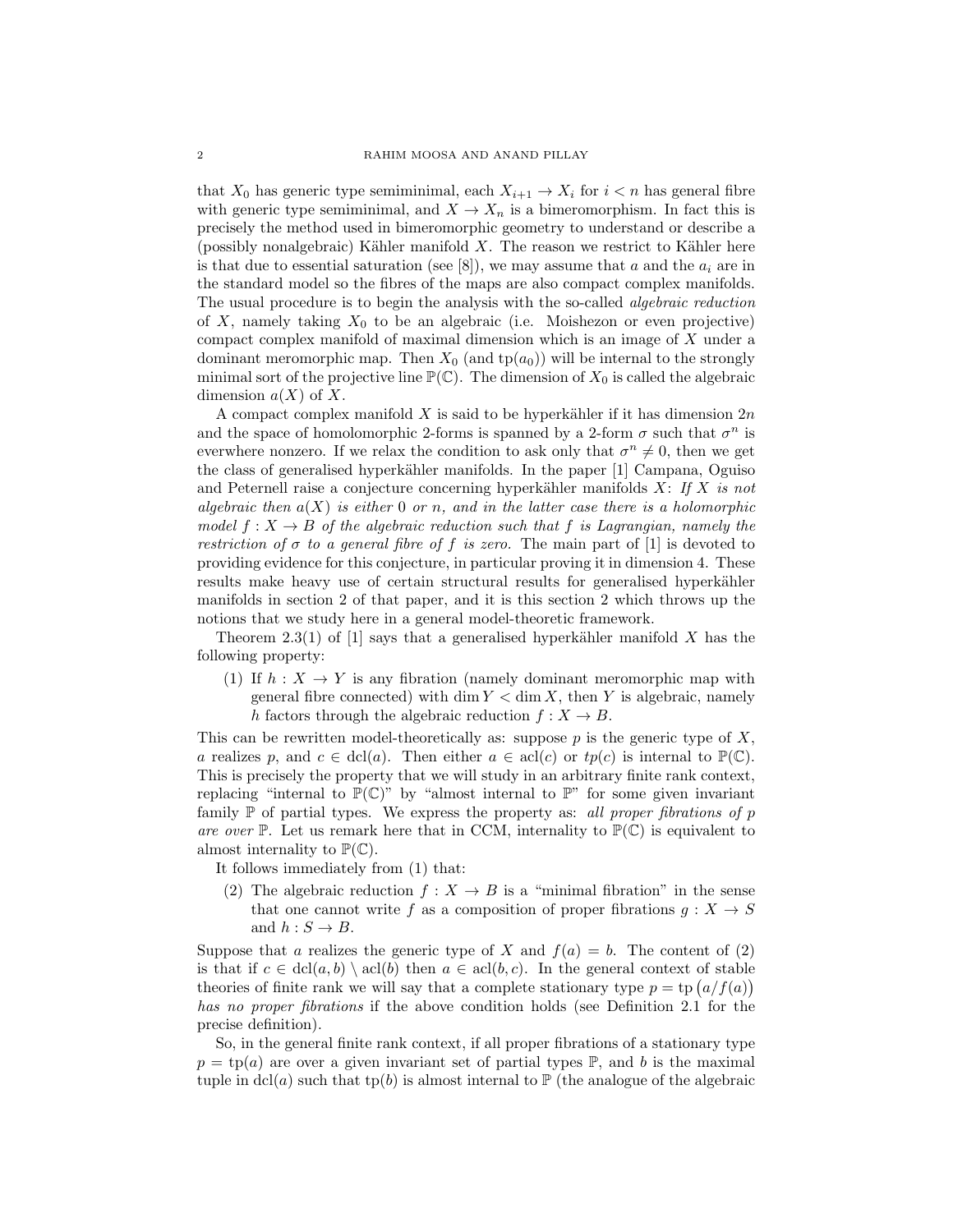that $X_0$ has generic type semiminimal, each $X_{i+1} \to X_i$ for $i < n$ has general fibre with generic type semiminimal, and $X \to X_n$ is a bimeromorphism. In fact this is precisely the method used in bimeromorphic geometry to understand or describe a (possibly nonalgebraic) Kähler manifold $X$. The reason we restrict to Kähler here is that due to essential saturation (see [8]), we may assume that $a$ and the $a_i$ are in the standard model so the fibres of the maps are also compact complex manifolds. The usual procedure is to begin the analysis with the so-called *algebraic reduction* of $X$, namely taking $X_0$ to be an algebraic (i.e. Moishezon or even projective) compact complex manifold of maximal dimension which is an image of $X$ under a dominant meromorphic map. Then $X_0$ (and $\mathrm{tp}(a_0)$) will be internal to the strongly minimal sort of the projective line $\mathbb{P}(\mathbb{C})$. The dimension of $X_0$ is called the algebraic dimension $a(X)$ of $X$.

A compact complex manifold $X$ is said to be hyperkähler if it has dimension $2n$ and the space of homolomorphic 2-forms is spanned by a 2-form $\sigma$ such that $\sigma^n$ is everwhere nonzero. If we relax the condition to ask only that $\sigma^n \neq 0$, then we get the class of generalised hyperkähler manifolds. In the paper [1] Campana, Oguiso and Peternell raise a conjecture concerning hyperkähler manifolds $X$: *If $X$ is not algebraic then $a(X)$ is either 0 or $n$, and in the latter case there is a holomorphic model $f : X \to B$ of the algebraic reduction such that $f$ is Lagrangian, namely the restriction of $\sigma$ to a general fibre of $f$ is zero.* The main part of [1] is devoted to providing evidence for this conjecture, in particular proving it in dimension 4. These results make heavy use of certain structural results for generalised hyperkähler manifolds in section 2 of that paper, and it is this section 2 which throws up the notions that we study here in a general model-theoretic framework.

Theorem 2.3(1) of [1] says that a generalised hyperkähler manifold $X$ has the following property:

(1) If $h : X \to Y$ is any fibration (namely dominant meromorphic map with general fibre connected) with $\dim Y < \dim X$, then $Y$ is algebraic, namely $h$ factors through the algebraic reduction $f : X \to B$.

This can be rewritten model-theoretically as: suppose $p$ is the generic type of $X$, $a$ realizes $p$, and $c \in \mathrm{dcl}(a)$. Then either $a \in \mathrm{acl}(c)$ or $tp(c)$ is internal to $\mathbb{P}(\mathbb{C})$. This is precisely the property that we will study in an arbitrary finite rank context, replacing "internal to $\mathbb{P}(\mathbb{C})$" by "almost internal to $\mathbb{P}$" for some given invariant family $\mathbb{P}$ of partial types. We express the property as: *all proper fibrations of $p$ are over $\mathbb{P}$*. Let us remark here that in CCM, internality to $\mathbb{P}(\mathbb{C})$ is equivalent to almost internality to $\mathbb{P}(\mathbb{C})$.

It follows immediately from (1) that:

(2) The algebraic reduction $f : X \to B$ is a "minimal fibration" in the sense that one cannot write $f$ as a composition of proper fibrations $g : X \to S$ and $h : S \to B$.

Suppose that $a$ realizes the generic type of $X$ and $f(a) = b$. The content of (2) is that if $c \in \mathrm{dcl}(a, b) \setminus \mathrm{acl}(b)$ then $a \in \mathrm{acl}(b, c)$. In the general context of stable theories of finite rank we will say that a complete stationary type $p = \mathrm{tp}\left(a/f(a)\right)$ *has no proper fibrations* if the above condition holds (see Definition 2.1 for the precise definition).

So, in the general finite rank context, if all proper fibrations of a stationary type $p = \mathrm{tp}(a)$ are over a given invariant set of partial types $\mathbb{P}$, and $b$ is the maximal tuple in $\mathrm{dcl}(a)$ such that $\mathrm{tp}(b)$ is almost internal to $\mathbb{P}$ (the analogue of the algebraic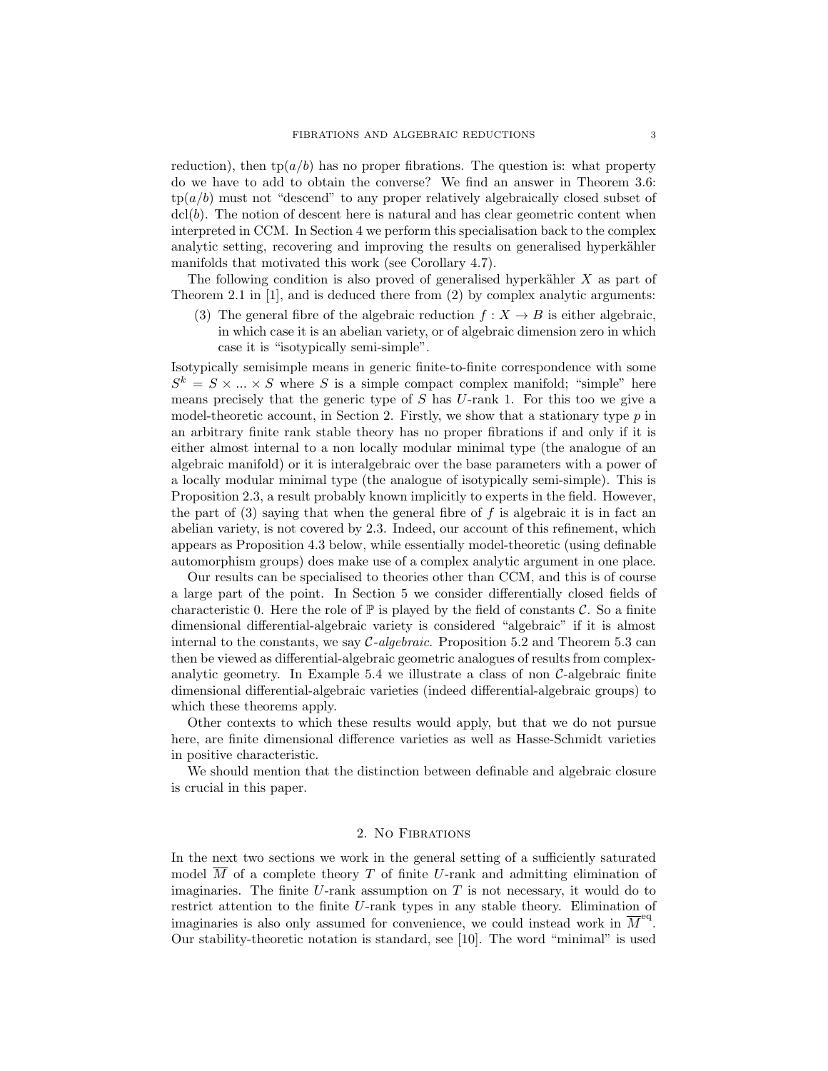reduction), then $\operatorname{tp}(a/b)$ has no proper fibrations. The question is: what property do we have to add to obtain the converse? We find an answer in Theorem 3.6: $\operatorname{tp}(a/b)$ must not "descend" to any proper relatively algebraically closed subset of $\operatorname{dcl}(b)$. The notion of descent here is natural and has clear geometric content when interpreted in CCM. In Section 4 we perform this specialisation back to the complex analytic setting, recovering and improving the results on generalised hyperkähler manifolds that motivated this work (see Corollary 4.7).

The following condition is also proved of generalised hyperkähler $X$ as part of Theorem 2.1 in [1], and is deduced there from (2) by complex analytic arguments:

(3) The general fibre of the algebraic reduction $f : X \to B$ is either algebraic, in which case it is an abelian variety, or of algebraic dimension zero in which case it is "isotypically semi-simple".

Isotypically semisimple means in generic finite-to-finite correspondence with some $S^k = S \times ... \times S$ where $S$ is a simple compact complex manifold; "simple" here means precisely that the generic type of $S$ has $U$-rank 1. For this too we give a model-theoretic account, in Section 2. Firstly, we show that a stationary type $p$ in an arbitrary finite rank stable theory has no proper fibrations if and only if it is either almost internal to a non locally modular minimal type (the analogue of an algebraic manifold) or it is interalgebraic over the base parameters with a power of a locally modular minimal type (the analogue of isotypically semi-simple). This is Proposition 2.3, a result probably known implicitly to experts in the field. However, the part of (3) saying that when the general fibre of $f$ is algebraic it is in fact an abelian variety, is not covered by 2.3. Indeed, our account of this refinement, which appears as Proposition 4.3 below, while essentially model-theoretic (using definable automorphism groups) does make use of a complex analytic argument in one place.

Our results can be specialised to theories other than CCM, and this is of course a large part of the point. In Section 5 we consider differentially closed fields of characteristic 0. Here the role of $\mathbb{P}$ is played by the field of constants $\mathcal{C}$. So a finite dimensional differential-algebraic variety is considered "algebraic" if it is almost internal to the constants, we say *$\mathcal{C}$-algebraic*. Proposition 5.2 and Theorem 5.3 can then be viewed as differential-algebraic geometric analogues of results from complex-analytic geometry. In Example 5.4 we illustrate a class of non $\mathcal{C}$-algebraic finite dimensional differential-algebraic varieties (indeed differential-algebraic groups) to which these theorems apply.

Other contexts to which these results would apply, but that we do not pursue here, are finite dimensional difference varieties as well as Hasse-Schmidt varieties in positive characteristic.

We should mention that the distinction between definable and algebraic closure is crucial in this paper.

## 2. No Fibrations

In the next two sections we work in the general setting of a sufficiently saturated model $\overline{M}$ of a complete theory $T$ of finite $U$-rank and admitting elimination of imaginaries. The finite $U$-rank assumption on $T$ is not necessary, it would do to restrict attention to the finite $U$-rank types in any stable theory. Elimination of imaginaries is also only assumed for convenience, we could instead work in $\overline{M}^{\mathrm{eq}}$. Our stability-theoretic notation is standard, see [10]. The word "minimal" is used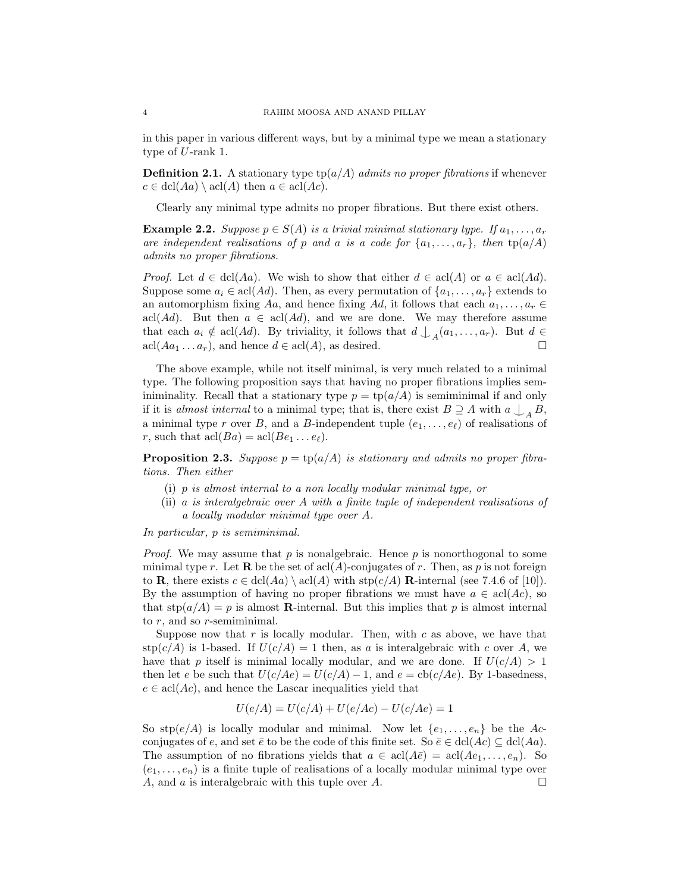in this paper in various different ways, but by a minimal type we mean a stationary type of $U$-rank 1.

**Definition 2.1.** A stationary type $\mathrm{tp}(a/A)$ *admits no proper fibrations* if whenever $c \in \mathrm{dcl}(Aa) \setminus \mathrm{acl}(A)$ then $a \in \mathrm{acl}(Ac)$.

Clearly any minimal type admits no proper fibrations. But there exist others.

**Example 2.2.** *Suppose $p \in S(A)$ is a trivial minimal stationary type. If $a_1, \ldots, a_r$ are independent realisations of $p$ and $a$ is a code for $\{a_1, \ldots, a_r\}$, then $\mathrm{tp}(a/A)$ admits no proper fibrations.*

*Proof.* Let $d \in \mathrm{dcl}(Aa)$. We wish to show that either $d \in \mathrm{acl}(A)$ or $a \in \mathrm{acl}(Ad)$. Suppose some $a_i \in \mathrm{acl}(Ad)$. Then, as every permutation of $\{a_1, \ldots, a_r\}$ extends to an automorphism fixing $Aa$, and hence fixing $Ad$, it follows that each $a_1, \ldots, a_r \in \mathrm{acl}(Ad)$. But then $a \in \mathrm{acl}(Ad)$, and we are done. We may therefore assume that each $a_i \notin \mathrm{acl}(Ad)$. By triviality, it follows that $d \mathop{\smile\!\!\!\!\!|}_A (a_1, \ldots, a_r)$. But $d \in \mathrm{acl}(Aa_1 \ldots a_r)$, and hence $d \in \mathrm{acl}(A)$, as desired. □

The above example, while not itself minimal, is very much related to a minimal type. The following proposition says that having no proper fibrations implies semiminimality. Recall that a stationary type $p = \mathrm{tp}(a/A)$ is semiminimal if and only if it is *almost internal* to a minimal type; that is, there exist $B \supseteq A$ with $a \mathop{\smile\!\!\!\!\!|}_A B$, a minimal type $r$ over $B$, and a $B$-independent tuple $(e_1, \ldots, e_\ell)$ of realisations of $r$, such that $\mathrm{acl}(Ba) = \mathrm{acl}(Be_1 \ldots e_\ell)$.

**Proposition 2.3.** *Suppose $p = \mathrm{tp}(a/A)$ is stationary and admits no proper fibrations. Then either*

(i) *$p$ is almost internal to a non locally modular minimal type, or*
(ii) *$a$ is interalgebraic over $A$ with a finite tuple of independent realisations of a locally modular minimal type over $A$.*

*In particular, $p$ is semiminimal.*

*Proof.* We may assume that $p$ is nonalgebraic. Hence $p$ is nonorthogonal to some minimal type $r$. Let $\mathbf{R}$ be the set of $\mathrm{acl}(A)$-conjugates of $r$. Then, as $p$ is not foreign to $\mathbf{R}$, there exists $c \in \mathrm{dcl}(Aa) \setminus \mathrm{acl}(A)$ with $\mathrm{stp}(c/A)$ $\mathbf{R}$-internal (see 7.4.6 of [10]). By the assumption of having no proper fibrations we must have $a \in \mathrm{acl}(Ac)$, so that $\mathrm{stp}(a/A) = p$ is almost $\mathbf{R}$-internal. But this implies that $p$ is almost internal to $r$, and so $r$-semiminimal.

Suppose now that $r$ is locally modular. Then, with $c$ as above, we have that $\mathrm{stp}(c/A)$ is 1-based. If $U(c/A) = 1$ then, as $a$ is interalgebraic with $c$ over $A$, we have that $p$ itself is minimal locally modular, and we are done. If $U(c/A) > 1$ then let $e$ be such that $U(c/Ae) = U(c/A) - 1$, and $e = \mathrm{cb}(c/Ae)$. By 1-basedness, $e \in \mathrm{acl}(Ac)$, and hence the Lascar inequalities yield that

$$U(e/A) = U(c/A) + U(e/Ac) - U(c/Ae) = 1$$

So $\mathrm{stp}(e/A)$ is locally modular and minimal. Now let $\{e_1, \ldots, e_n\}$ be the $Ac$-conjugates of $e$, and set $\bar{e}$ to be the code of this finite set. So $\bar{e} \in \mathrm{dcl}(Ac) \subseteq \mathrm{dcl}(Aa)$. The assumption of no fibrations yields that $a \in \mathrm{acl}(A\bar{e}) = \mathrm{acl}(Ae_1, \ldots, e_n)$. So $(e_1, \ldots, e_n)$ is a finite tuple of realisations of a locally modular minimal type over $A$, and $a$ is interalgebraic with this tuple over $A$. □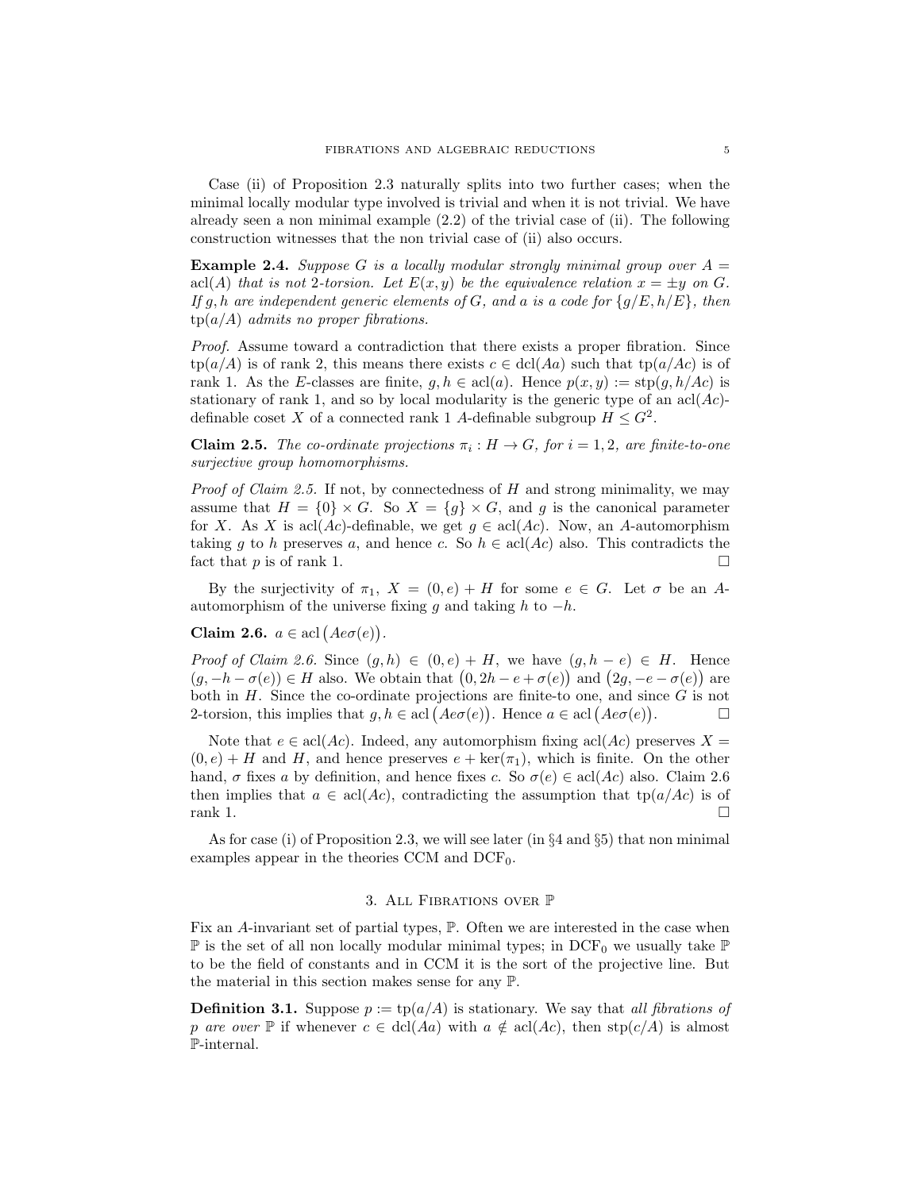Case (ii) of Proposition 2.3 naturally splits into two further cases; when the minimal locally modular type involved is trivial and when it is not trivial. We have already seen a non minimal example (2.2) of the trivial case of (ii). The following construction witnesses that the non trivial case of (ii) also occurs.

**Example 2.4.** *Suppose $G$ is a locally modular strongly minimal group over $A = \operatorname{acl}(A)$ that is not 2-torsion. Let $E(x, y)$ be the equivalence relation $x = \pm y$ on $G$. If $g, h$ are independent generic elements of $G$, and $a$ is a code for $\{g/E, h/E\}$, then $\operatorname{tp}(a/A)$ admits no proper fibrations.*

*Proof.* Assume toward a contradiction that there exists a proper fibration. Since $\operatorname{tp}(a/A)$ is of rank 2, this means there exists $c \in \operatorname{dcl}(Aa)$ such that $\operatorname{tp}(a/Ac)$ is of rank 1. As the $E$-classes are finite, $g, h \in \operatorname{acl}(a)$. Hence $p(x, y) := \operatorname{stp}(g, h/Ac)$ is stationary of rank 1, and so by local modularity is the generic type of an $\operatorname{acl}(Ac)$-definable coset $X$ of a connected rank 1 $A$-definable subgroup $H \leq G^2$.

**Claim 2.5.** *The co-ordinate projections $\pi_i : H \to G$, for $i = 1, 2$, are finite-to-one surjective group homomorphisms.*

*Proof of Claim 2.5.* If not, by connectedness of $H$ and strong minimality, we may assume that $H = \{0\} \times G$. So $X = \{g\} \times G$, and $g$ is the canonical parameter for $X$. As $X$ is $\operatorname{acl}(Ac)$-definable, we get $g \in \operatorname{acl}(Ac)$. Now, an $A$-automorphism taking $g$ to $h$ preserves $a$, and hence $c$. So $h \in \operatorname{acl}(Ac)$ also. This contradicts the fact that $p$ is of rank 1. $\square$

By the surjectivity of $\pi_1$, $X = (0, e) + H$ for some $e \in G$. Let $\sigma$ be an $A$-automorphism of the universe fixing $g$ and taking $h$ to $-h$.

**Claim 2.6.** $a \in \operatorname{acl}\big(Ae\sigma(e)\big)$.

*Proof of Claim 2.6.* Since $(g, h) \in (0, e) + H$, we have $(g, h - e) \in H$. Hence $(g, -h - \sigma(e)) \in H$ also. We obtain that $\big(0, 2h - e + \sigma(e)\big)$ and $\big(2g, -e - \sigma(e)\big)$ are both in $H$. Since the co-ordinate projections are finite-to one, and since $G$ is not 2-torsion, this implies that $g, h \in \operatorname{acl}\big(Ae\sigma(e)\big)$. Hence $a \in \operatorname{acl}\big(Ae\sigma(e)\big)$. $\square$

Note that $e \in \operatorname{acl}(Ac)$. Indeed, any automorphism fixing $\operatorname{acl}(Ac)$ preserves $X = (0, e) + H$ and $H$, and hence preserves $e + \ker(\pi_1)$, which is finite. On the other hand, $\sigma$ fixes $a$ by definition, and hence fixes $c$. So $\sigma(e) \in \operatorname{acl}(Ac)$ also. Claim 2.6 then implies that $a \in \operatorname{acl}(Ac)$, contradicting the assumption that $\operatorname{tp}(a/Ac)$ is of rank 1. $\square$

As for case (i) of Proposition 2.3, we will see later (in §4 and §5) that non minimal examples appear in the theories CCM and $\mathrm{DCF}_0$.

## 3. All Fibrations over $\mathbb{P}$

Fix an $A$-invariant set of partial types, $\mathbb{P}$. Often we are interested in the case when $\mathbb{P}$ is the set of all non locally modular minimal types; in $\mathrm{DCF}_0$ we usually take $\mathbb{P}$ to be the field of constants and in CCM it is the sort of the projective line. But the material in this section makes sense for any $\mathbb{P}$.

**Definition 3.1.** Suppose $p := \operatorname{tp}(a/A)$ is stationary. We say that *all fibrations of $p$ are over $\mathbb{P}$* if whenever $c \in \operatorname{dcl}(Aa)$ with $a \notin \operatorname{acl}(Ac)$, then $\operatorname{stp}(c/A)$ is almost $\mathbb{P}$-internal.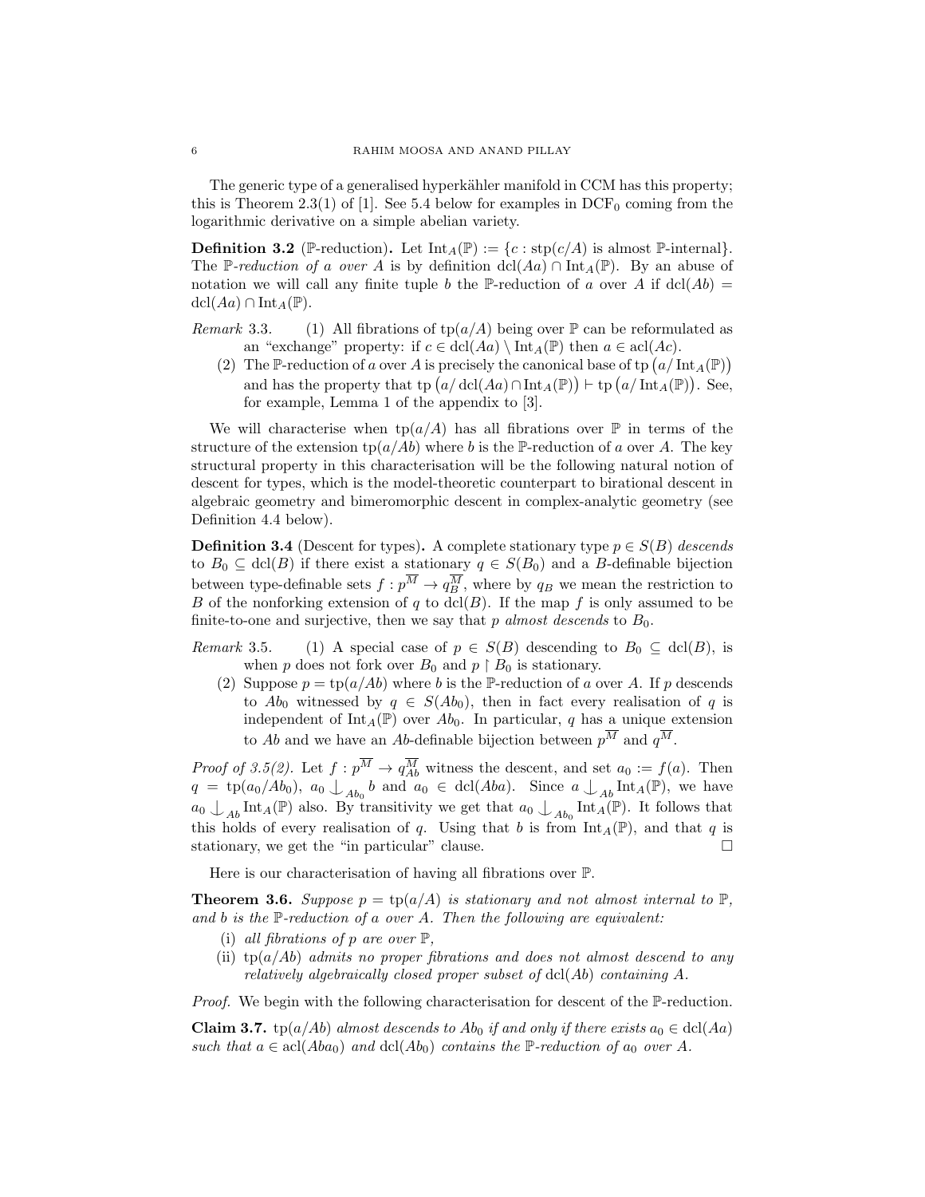The generic type of a generalised hyperkähler manifold in CCM has this property; this is Theorem 2.3(1) of [1]. See 5.4 below for examples in $\mathrm{DCF}_0$ coming from the logarithmic derivative on a simple abelian variety.

**Definition 3.2** ($\mathbb{P}$-reduction)**.** Let $\mathrm{Int}_A(\mathbb{P}) := \{c : \mathrm{stp}(c/A) \text{ is almost } \mathbb{P}\text{-internal}\}$. The *$\mathbb{P}$-reduction of $a$ over $A$* is by definition $\mathrm{dcl}(Aa) \cap \mathrm{Int}_A(\mathbb{P})$. By an abuse of notation we will call any finite tuple $b$ the $\mathbb{P}$-reduction of $a$ over $A$ if $\mathrm{dcl}(Ab) = \mathrm{dcl}(Aa) \cap \mathrm{Int}_A(\mathbb{P})$.

*Remark* 3.3.

1. All fibrations of $\mathrm{tp}(a/A)$ being over $\mathbb{P}$ can be reformulated as an "exchange" property: if $c \in \mathrm{dcl}(Aa) \setminus \mathrm{Int}_A(\mathbb{P})$ then $a \in \mathrm{acl}(Ac)$.
2. The $\mathbb{P}$-reduction of $a$ over $A$ is precisely the canonical base of $\mathrm{tp}\left(a/\mathrm{Int}_A(\mathbb{P})\right)$ and has the property that $\mathrm{tp}\left(a/\mathrm{dcl}(Aa) \cap \mathrm{Int}_A(\mathbb{P})\right) \vdash \mathrm{tp}\left(a/\mathrm{Int}_A(\mathbb{P})\right)$. See, for example, Lemma 1 of the appendix to [3].

We will characterise when $\mathrm{tp}(a/A)$ has all fibrations over $\mathbb{P}$ in terms of the structure of the extension $\mathrm{tp}(a/Ab)$ where $b$ is the $\mathbb{P}$-reduction of $a$ over $A$. The key structural property in this characterisation will be the following natural notion of descent for types, which is the model-theoretic counterpart to birational descent in algebraic geometry and bimeromorphic descent in complex-analytic geometry (see Definition 4.4 below).

**Definition 3.4** (Descent for types)**.** A complete stationary type $p \in S(B)$ *descends* to $B_0 \subseteq \mathrm{dcl}(B)$ if there exist a stationary $q \in S(B_0)$ and a $B$-definable bijection between type-definable sets $f : p^{\overline{M}} \to q_B^{\overline{M}}$, where by $q_B$ we mean the restriction to $B$ of the nonforking extension of $q$ to $\mathrm{dcl}(B)$. If the map $f$ is only assumed to be finite-to-one and surjective, then we say that $p$ *almost descends* to $B_0$.

*Remark* 3.5.

1. A special case of $p \in S(B)$ descending to $B_0 \subseteq \mathrm{dcl}(B)$, is when $p$ does not fork over $B_0$ and $p \upharpoonright B_0$ is stationary.
2. Suppose $p = \mathrm{tp}(a/Ab)$ where $b$ is the $\mathbb{P}$-reduction of $a$ over $A$. If $p$ descends to $Ab_0$ witnessed by $q \in S(Ab_0)$, then in fact every realisation of $q$ is independent of $\mathrm{Int}_A(\mathbb{P})$ over $Ab_0$. In particular, $q$ has a unique extension to $Ab$ and we have an $Ab$-definable bijection between $p^{\overline{M}}$ and $q^{\overline{M}}$.

*Proof of 3.5(2).* Let $f : p^{\overline{M}} \to q_{Ab}^{\overline{M}}$ witness the descent, and set $a_0 := f(a)$. Then $q = \mathrm{tp}(a_0/Ab_0)$, $a_0 \perp_{Ab_0} b$ and $a_0 \in \mathrm{dcl}(Aba)$. Since $a \perp_{Ab} \mathrm{Int}_A(\mathbb{P})$, we have $a_0 \perp_{Ab} \mathrm{Int}_A(\mathbb{P})$ also. By transitivity we get that $a_0 \perp_{Ab_0} \mathrm{Int}_A(\mathbb{P})$. It follows that this holds of every realisation of $q$. Using that $b$ is from $\mathrm{Int}_A(\mathbb{P})$, and that $q$ is stationary, we get the "in particular" clause. □

Here is our characterisation of having all fibrations over $\mathbb{P}$.

**Theorem 3.6.** *Suppose $p = \mathrm{tp}(a/A)$ is stationary and not almost internal to $\mathbb{P}$, and $b$ is the $\mathbb{P}$-reduction of $a$ over $A$. Then the following are equivalent:*

- (i) *all fibrations of $p$ are over $\mathbb{P}$,*
- (ii) *$\mathrm{tp}(a/Ab)$ admits no proper fibrations and does not almost descend to any relatively algebraically closed proper subset of $\mathrm{dcl}(Ab)$ containing $A$.*

*Proof.* We begin with the following characterisation for descent of the $\mathbb{P}$-reduction.

**Claim 3.7.** *$\mathrm{tp}(a/Ab)$ almost descends to $Ab_0$ if and only if there exists $a_0 \in \mathrm{dcl}(Aa)$ such that $a \in \mathrm{acl}(Aba_0)$ and $\mathrm{dcl}(Ab_0)$ contains the $\mathbb{P}$-reduction of $a_0$ over $A$.*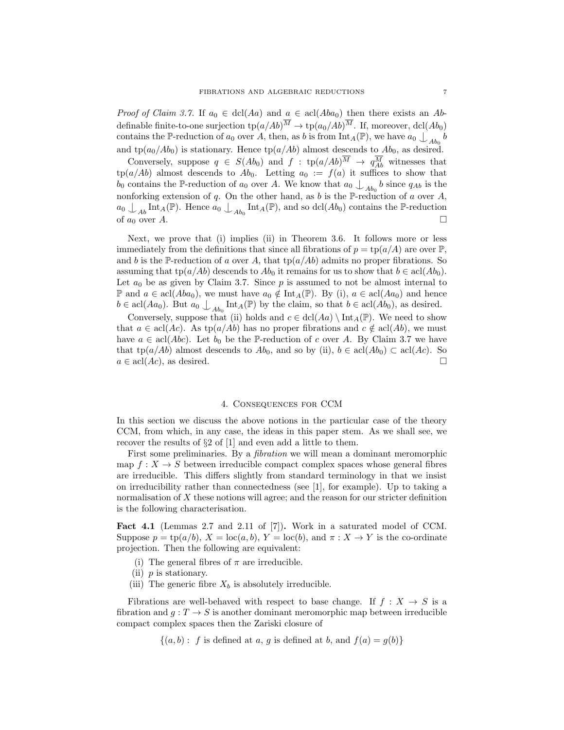*Proof of Claim 3.7.* If $a_0 \in \operatorname{dcl}(Aa)$ and $a \in \operatorname{acl}(Aba_0)$ then there exists an $Ab$-definable finite-to-one surjection $\operatorname{tp}(a/Ab)^{\overline{M}} \to \operatorname{tp}(a_0/Ab)^{\overline{M}}$. If, moreover, $\operatorname{dcl}(Ab_0)$ contains the $\mathbb{P}$-reduction of $a_0$ over $A$, then, as $b$ is from $\operatorname{Int}_A(\mathbb{P})$, we have $a_0 \mathop{\smile\!\!\!\!\!\!\!\;|}_{Ab_0} b$ and $\operatorname{tp}(a_0/Ab_0)$ is stationary. Hence $\operatorname{tp}(a/Ab)$ almost descends to $Ab_0$, as desired.

Conversely, suppose $q \in S(Ab_0)$ and $f : \operatorname{tp}(a/Ab)^{\overline{M}} \to q_{Ab}^{\overline{M}}$ witnesses that $\operatorname{tp}(a/Ab)$ almost descends to $Ab_0$. Letting $a_0 := f(a)$ it suffices to show that $b_0$ contains the $\mathbb{P}$-reduction of $a_0$ over $A$. We know that $a_0 \mathop{\smile\!\!\!\!\!\!\!\;|}_{Ab_0} b$ since $q_{Ab}$ is the nonforking extension of $q$. On the other hand, as $b$ is the $\mathbb{P}$-reduction of $a$ over $A$, $a_0 \mathop{\smile\!\!\!\!\!\!\!\;|}_{Ab} \operatorname{Int}_A(\mathbb{P})$. Hence $a_0 \mathop{\smile\!\!\!\!\!\!\!\;|}_{Ab_0} \operatorname{Int}_A(\mathbb{P})$, and so $\operatorname{dcl}(Ab_0)$ contains the $\mathbb{P}$-reduction of $a_0$ over $A$. □

Next, we prove that (i) implies (ii) in Theorem 3.6. It follows more or less immediately from the definitions that since all fibrations of $p = \operatorname{tp}(a/A)$ are over $\mathbb{P}$, and $b$ is the $\mathbb{P}$-reduction of $a$ over $A$, that $\operatorname{tp}(a/Ab)$ admits no proper fibrations. So assuming that $\operatorname{tp}(a/Ab)$ descends to $Ab_0$ it remains for us to show that $b \in \operatorname{acl}(Ab_0)$. Let $a_0$ be as given by Claim 3.7. Since $p$ is assumed to not be almost internal to $\mathbb{P}$ and $a \in \operatorname{acl}(Aba_0)$, we must have $a_0 \notin \operatorname{Int}_A(\mathbb{P})$. By (i), $a \in \operatorname{acl}(Aa_0)$ and hence $b \in \operatorname{acl}(Aa_0)$. But $a_0 \mathop{\smile\!\!\!\!\!\!\!\;|}_{Ab_0} \operatorname{Int}_A(\mathbb{P})$ by the claim, so that $b \in \operatorname{acl}(Ab_0)$, as desired.

Conversely, suppose that (ii) holds and $c \in \operatorname{dcl}(Aa) \setminus \operatorname{Int}_A(\mathbb{P})$. We need to show that $a \in \operatorname{acl}(Ac)$. As $\operatorname{tp}(a/Ab)$ has no proper fibrations and $c \notin \operatorname{acl}(Ab)$, we must have $a \in \operatorname{acl}(Abc)$. Let $b_0$ be the $\mathbb{P}$-reduction of $c$ over $A$. By Claim 3.7 we have that $\operatorname{tp}(a/Ab)$ almost descends to $Ab_0$, and so by (ii), $b \in \operatorname{acl}(Ab_0) \subset \operatorname{acl}(Ac)$. So $a \in \operatorname{acl}(Ac)$, as desired. □

## 4. Consequences for CCM

In this section we discuss the above notions in the particular case of the theory CCM, from which, in any case, the ideas in this paper stem. As we shall see, we recover the results of §2 of [1] and even add a little to them.

First some preliminaries. By a *fibration* we will mean a dominant meromorphic map $f : X \to S$ between irreducible compact complex spaces whose general fibres are irreducible. This differs slightly from standard terminology in that we insist on irreducibility rather than connectedness (see [1], for example). Up to taking a normalisation of $X$ these notions will agree; and the reason for our stricter definition is the following characterisation.

**Fact 4.1** (Lemmas 2.7 and 2.11 of [7])**.** Work in a saturated model of CCM. Suppose $p = \operatorname{tp}(a/b)$, $X = \operatorname{loc}(a, b)$, $Y = \operatorname{loc}(b)$, and $\pi : X \to Y$ is the co-ordinate projection. Then the following are equivalent:

(i) The general fibres of $\pi$ are irreducible.
(ii) $p$ is stationary.
(iii) The generic fibre $X_b$ is absolutely irreducible.

Fibrations are well-behaved with respect to base change. If $f : X \to S$ is a fibration and $g : T \to S$ is another dominant meromorphic map between irreducible compact complex spaces then the Zariski closure of

$$\{(a, b) : \ f \text{ is defined at } a,\ g \text{ is defined at } b, \text{ and } f(a) = g(b)\}$$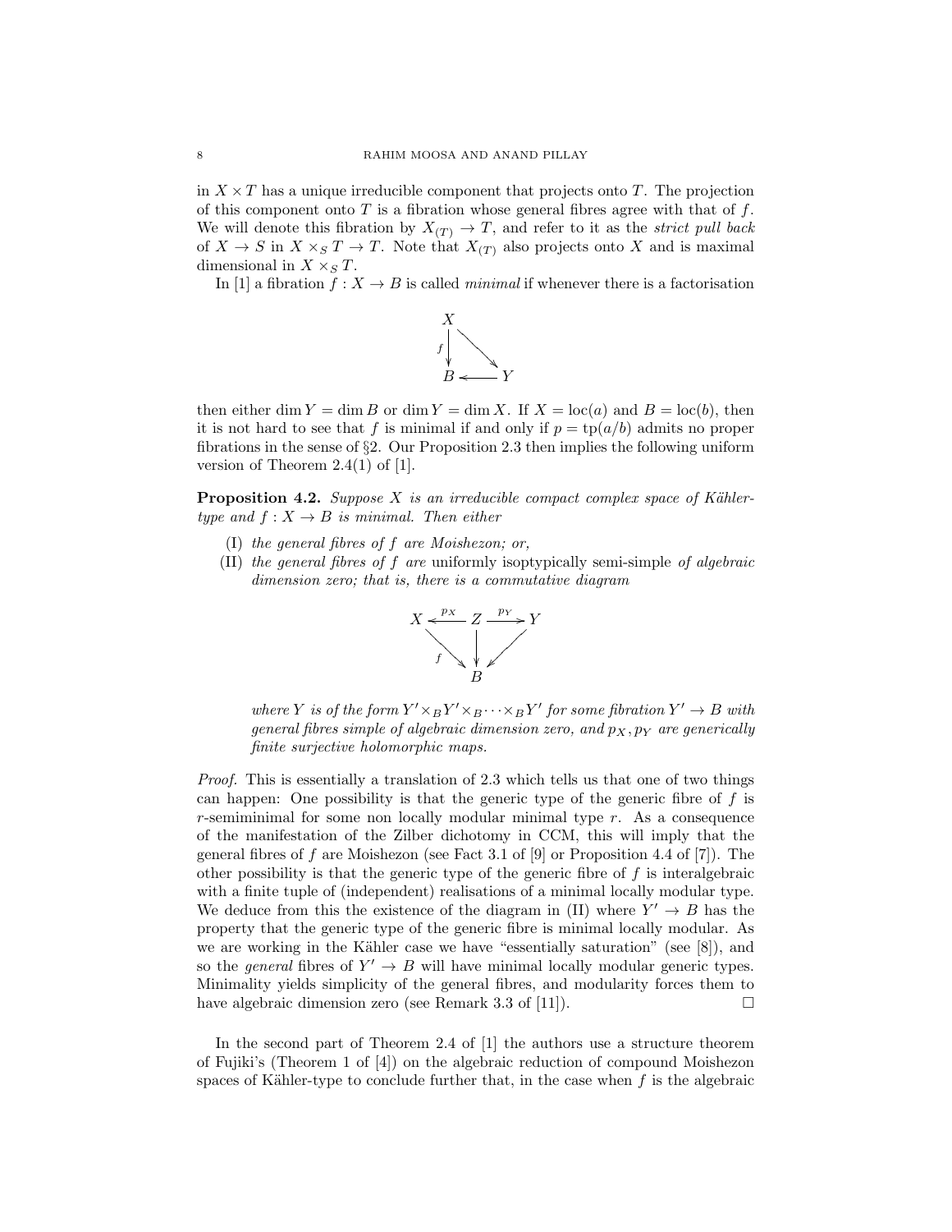in $X \times T$ has a unique irreducible component that projects onto $T$. The projection of this component onto $T$ is a fibration whose general fibres agree with that of $f$. We will denote this fibration by $X_{(T)} \to T$, and refer to it as the *strict pull back* of $X \to S$ in $X \times_S T \to T$. Note that $X_{(T)}$ also projects onto $X$ and is maximal dimensional in $X \times_S T$.

In [1] a fibration $f : X \to B$ is called *minimal* if whenever there is a factorisation

$$\begin{array}{ccc} X & & \\ {\scriptstyle f}\downarrow & \searrow & \\ B & \longleftarrow & Y \end{array}$$

then either $\dim Y = \dim B$ or $\dim Y = \dim X$. If $X = \text{loc}(a)$ and $B = \text{loc}(b)$, then it is not hard to see that $f$ is minimal if and only if $p = \text{tp}(a/b)$ admits no proper fibrations in the sense of §2. Our Proposition 2.3 then implies the following uniform version of Theorem 2.4(1) of [1].

**Proposition 4.2.** *Suppose $X$ is an irreducible compact complex space of Kähler-type and $f : X \to B$ is minimal. Then either*

(I) *the general fibres of $f$ are Moishezon; or,*

(II) *the general fibres of $f$ are* uniformly isoptypically semi-simple *of algebraic dimension zero; that is, there is a commutative diagram*

$$\begin{array}{ccccc} X & \xleftarrow{p_X} & Z & \xrightarrow{p_Y} & Y \\ & {\scriptstyle f}\searrow & \downarrow & \swarrow & \\ & & B & & \end{array}$$

*where $Y$ is of the form $Y' \times_B Y' \times_B \cdots \times_B Y'$ for some fibration $Y' \to B$ with general fibres simple of algebraic dimension zero, and $p_X, p_Y$ are generically finite surjective holomorphic maps.*

*Proof.* This is essentially a translation of 2.3 which tells us that one of two things can happen: One possibility is that the generic type of the generic fibre of $f$ is $r$-semiminimal for some non locally modular minimal type $r$. As a consequence of the manifestation of the Zilber dichotomy in CCM, this will imply that the general fibres of $f$ are Moishezon (see Fact 3.1 of [9] or Proposition 4.4 of [7]). The other possibility is that the generic type of the generic fibre of $f$ is interalgebraic with a finite tuple of (independent) realisations of a minimal locally modular type. We deduce from this the existence of the diagram in (II) where $Y' \to B$ has the property that the generic type of the generic fibre is minimal locally modular. As we are working in the Kähler case we have "essentially saturation" (see [8]), and so the *general* fibres of $Y' \to B$ will have minimal locally modular generic types. Minimality yields simplicity of the general fibres, and modularity forces them to have algebraic dimension zero (see Remark 3.3 of [11]). □

In the second part of Theorem 2.4 of [1] the authors use a structure theorem of Fujiki's (Theorem 1 of [4]) on the algebraic reduction of compound Moishezon spaces of Kähler-type to conclude further that, in the case when $f$ is the algebraic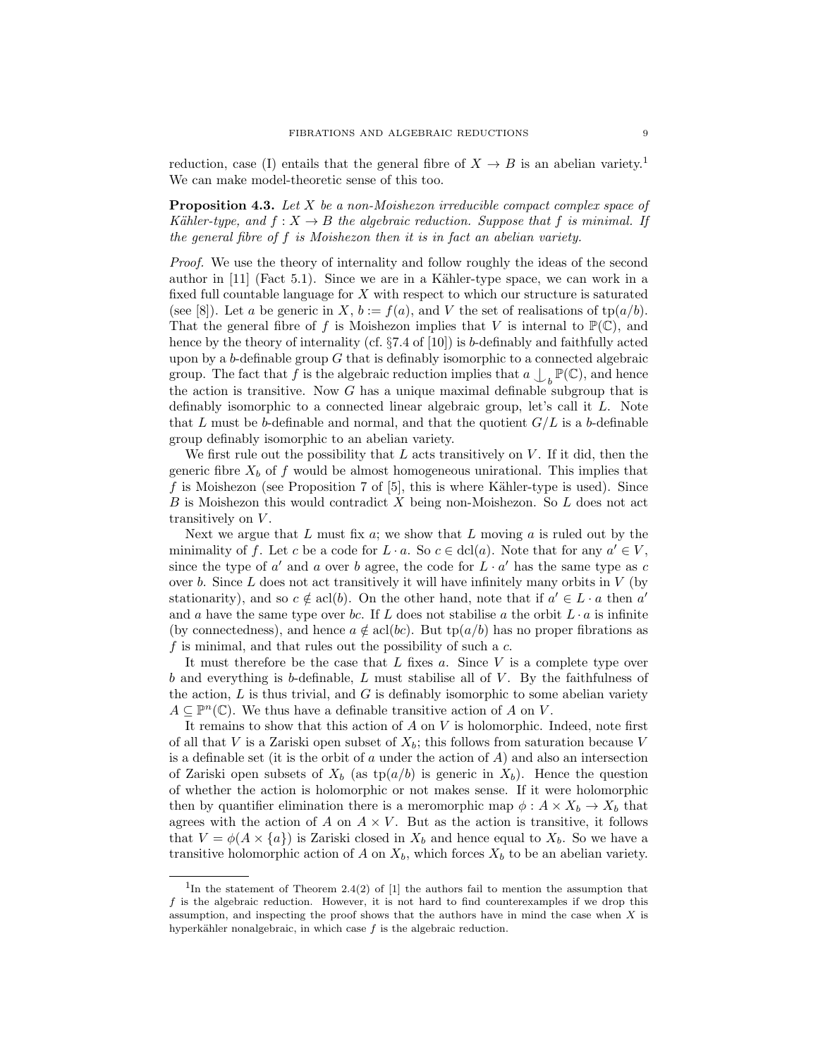reduction, case (I) entails that the general fibre of $X \to B$ is an abelian variety.[1] We can make model-theoretic sense of this too.

**Proposition 4.3.** *Let $X$ be a non-Moishezon irreducible compact complex space of Kähler-type, and $f : X \to B$ the algebraic reduction. Suppose that $f$ is minimal. If the general fibre of $f$ is Moishezon then it is in fact an abelian variety.*

*Proof.* We use the theory of internality and follow roughly the ideas of the second author in [11] (Fact 5.1). Since we are in a Kähler-type space, we can work in a fixed full countable language for $X$ with respect to which our structure is saturated (see [8]). Let $a$ be generic in $X$, $b := f(a)$, and $V$ the set of realisations of $\mathrm{tp}(a/b)$. That the general fibre of $f$ is Moishezon implies that $V$ is internal to $\mathbb{P}(\mathbb{C})$, and hence by the theory of internality (cf. §7.4 of [10]) is $b$-definably and faithfully acted upon by a $b$-definable group $G$ that is definably isomorphic to a connected algebraic group. The fact that $f$ is the algebraic reduction implies that $a \downarrow_b \mathbb{P}(\mathbb{C})$, and hence the action is transitive. Now $G$ has a unique maximal definable subgroup that is definably isomorphic to a connected linear algebraic group, let's call it $L$. Note that $L$ must be $b$-definable and normal, and that the quotient $G/L$ is a $b$-definable group definably isomorphic to an abelian variety.

We first rule out the possibility that $L$ acts transitively on $V$. If it did, then the generic fibre $X_b$ of $f$ would be almost homogeneous unirational. This implies that $f$ is Moishezon (see Proposition 7 of [5], this is where Kähler-type is used). Since $B$ is Moishezon this would contradict $X$ being non-Moishezon. So $L$ does not act transitively on $V$.

Next we argue that $L$ must fix $a$; we show that $L$ moving $a$ is ruled out by the minimality of $f$. Let $c$ be a code for $L \cdot a$. So $c \in \mathrm{dcl}(a)$. Note that for any $a' \in V$, since the type of $a'$ and $a$ over $b$ agree, the code for $L \cdot a'$ has the same type as $c$ over $b$. Since $L$ does not act transitively it will have infinitely many orbits in $V$ (by stationarity), and so $c \notin \mathrm{acl}(b)$. On the other hand, note that if $a' \in L \cdot a$ then $a'$ and $a$ have the same type over $bc$. If $L$ does not stabilise $a$ the orbit $L \cdot a$ is infinite (by connectedness), and hence $a \notin \mathrm{acl}(bc)$. But $\mathrm{tp}(a/b)$ has no proper fibrations as $f$ is minimal, and that rules out the possibility of such a $c$.

It must therefore be the case that $L$ fixes $a$. Since $V$ is a complete type over $b$ and everything is $b$-definable, $L$ must stabilise all of $V$. By the faithfulness of the action, $L$ is thus trivial, and $G$ is definably isomorphic to some abelian variety $A \subseteq \mathbb{P}^n(\mathbb{C})$. We thus have a definable transitive action of $A$ on $V$.

It remains to show that this action of $A$ on $V$ is holomorphic. Indeed, note first of all that $V$ is a Zariski open subset of $X_b$; this follows from saturation because $V$ is a definable set (it is the orbit of $a$ under the action of $A$) and also an intersection of Zariski open subsets of $X_b$ (as $\mathrm{tp}(a/b)$ is generic in $X_b$). Hence the question of whether the action is holomorphic or not makes sense. If it were holomorphic then by quantifier elimination there is a meromorphic map $\phi : A \times X_b \to X_b$ that agrees with the action of $A$ on $A \times V$. But as the action is transitive, it follows that $V = \phi(A \times \{a\})$ is Zariski closed in $X_b$ and hence equal to $X_b$. So we have a transitive holomorphic action of $A$ on $X_b$, which forces $X_b$ to be an abelian variety.

---

[1] In the statement of Theorem 2.4(2) of [1] the authors fail to mention the assumption that $f$ is the algebraic reduction. However, it is not hard to find counterexamples if we drop this assumption, and inspecting the proof shows that the authors have in mind the case when $X$ is hyperkähler nonalgebraic, in which case $f$ is the algebraic reduction.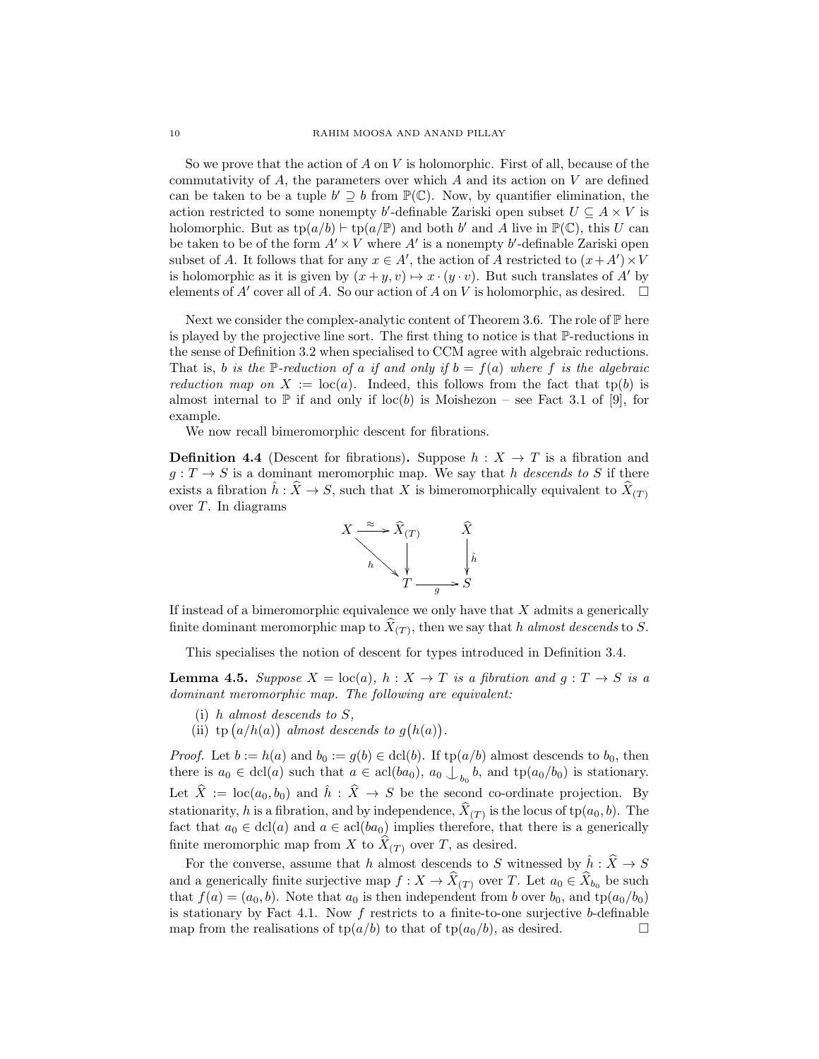So we prove that the action of $A$ on $V$ is holomorphic. First of all, because of the commutativity of $A$, the parameters over which $A$ and its action on $V$ are defined can be taken to be a tuple $b' \supseteq b$ from $\mathbb{P}(\mathbb{C})$. Now, by quantifier elimination, the action restricted to some nonempty $b'$-definable Zariski open subset $U \subseteq A \times V$ is holomorphic. But as $\operatorname{tp}(a/b) \vdash \operatorname{tp}(a/\mathbb{P})$ and both $b'$ and $A$ live in $\mathbb{P}(\mathbb{C})$, this $U$ can be taken to be of the form $A' \times V$ where $A'$ is a nonempty $b'$-definable Zariski open subset of $A$. It follows that for any $x \in A'$, the action of $A$ restricted to $(x + A') \times V$ is holomorphic as it is given by $(x + y, v) \mapsto x \cdot (y \cdot v)$. But such translates of $A'$ by elements of $A'$ cover all of $A$. So our action of $A$ on $V$ is holomorphic, as desired. $\square$

Next we consider the complex-analytic content of Theorem 3.6. The role of $\mathbb{P}$ here is played by the projective line sort. The first thing to notice is that $\mathbb{P}$-reductions in the sense of Definition 3.2 when specialised to CCM agree with algebraic reductions. That is, *$b$ is the $\mathbb{P}$-reduction of $a$ if and only if $b = f(a)$ where $f$ is the algebraic reduction map on $X := \operatorname{loc}(a)$.* Indeed, this follows from the fact that $\operatorname{tp}(b)$ is almost internal to $\mathbb{P}$ if and only if $\operatorname{loc}(b)$ is Moishezon – see Fact 3.1 of [9], for example.

We now recall bimeromorphic descent for fibrations.

**Definition 4.4** (Descent for fibrations)**.** Suppose $h : X \to T$ is a fibration and $g : T \to S$ is a dominant meromorphic map. We say that *$h$ descends to $S$* if there exists a fibration $\hat{h} : \widehat{X} \to S$, such that $X$ is bimeromorphically equivalent to $\widehat{X}_{(T)}$ over $T$. In diagrams

$$
\begin{array}{ccccc}
X & \xrightarrow{\approx} & \widehat{X}_{(T)} & & \widehat{X} \\
& {\scriptstyle h}\searrow & \downarrow & & \downarrow{\scriptstyle \hat{h}} \\
& & T & \xrightarrow{g} & S
\end{array}
$$

If instead of a bimeromorphic equivalence we only have that $X$ admits a generically finite dominant meromorphic map to $\widehat{X}_{(T)}$, then we say that *$h$ almost descends* to $S$.

This specialises the notion of descent for types introduced in Definition 3.4.

**Lemma 4.5.** *Suppose $X = \operatorname{loc}(a)$, $h : X \to T$ is a fibration and $g : T \to S$ is a dominant meromorphic map. The following are equivalent:*

(i) *$h$ almost descends to $S$,*
(ii) *$\operatorname{tp}\big(a/h(a)\big)$ almost descends to $g\big(h(a)\big)$.*

*Proof.* Let $b := h(a)$ and $b_0 := g(b) \in \operatorname{dcl}(b)$. If $\operatorname{tp}(a/b)$ almost descends to $b_0$, then there is $a_0 \in \operatorname{dcl}(a)$ such that $a \in \operatorname{acl}(ba_0)$, $a_0 \mathop{\smile\!\!\!\!\!\!\mid}_{b_0} b$, and $\operatorname{tp}(a_0/b_0)$ is stationary. Let $\widehat{X} := \operatorname{loc}(a_0, b_0)$ and $\hat{h} : \widehat{X} \to S$ be the second co-ordinate projection. By stationarity, $h$ is a fibration, and by independence, $\widehat{X}_{(T)}$ is the locus of $\operatorname{tp}(a_0, b)$. The fact that $a_0 \in \operatorname{dcl}(a)$ and $a \in \operatorname{acl}(ba_0)$ implies therefore, that there is a generically finite meromorphic map from $X$ to $\widehat{X}_{(T)}$ over $T$, as desired.

For the converse, assume that $h$ almost descends to $S$ witnessed by $\hat{h} : \widehat{X} \to S$ and a generically finite surjective map $f : X \to \widehat{X}_{(T)}$ over $T$. Let $a_0 \in \widehat{X}_{b_0}$ be such that $f(a) = (a_0, b)$. Note that $a_0$ is then independent from $b$ over $b_0$, and $\operatorname{tp}(a_0/b_0)$ is stationary by Fact 4.1. Now $f$ restricts to a finite-to-one surjective $b$-definable map from the realisations of $\operatorname{tp}(a/b)$ to that of $\operatorname{tp}(a_0/b)$, as desired. $\square$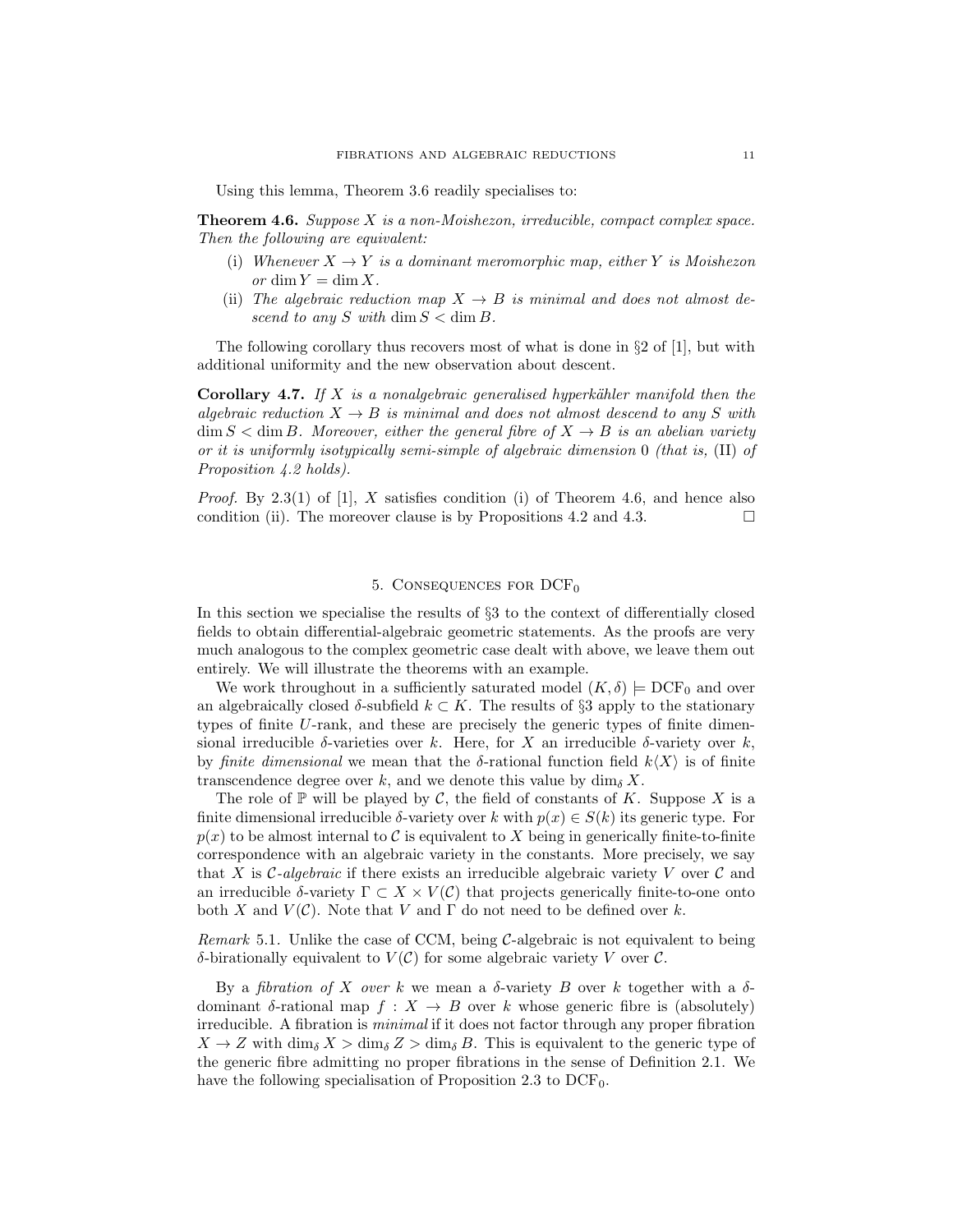Using this lemma, Theorem 3.6 readily specialises to:

**Theorem 4.6.** *Suppose $X$ is a non-Moishezon, irreducible, compact complex space. Then the following are equivalent:*

- (i) *Whenever $X \to Y$ is a dominant meromorphic map, either $Y$ is Moishezon or $\dim Y = \dim X$.*
- (ii) *The algebraic reduction map $X \to B$ is minimal and does not almost descend to any $S$ with $\dim S < \dim B$.*

The following corollary thus recovers most of what is done in §2 of [1], but with additional uniformity and the new observation about descent.

**Corollary 4.7.** *If $X$ is a nonalgebraic generalised hyperkähler manifold then the algebraic reduction $X \to B$ is minimal and does not almost descend to any $S$ with $\dim S < \dim B$. Moreover, either the general fibre of $X \to B$ is an abelian variety or it is uniformly isotypically semi-simple of algebraic dimension $0$ (that is,* (II) *of Proposition 4.2 holds).*

*Proof.* By 2.3(1) of [1], $X$ satisfies condition (i) of Theorem 4.6, and hence also condition (ii). The moreover clause is by Propositions 4.2 and 4.3. $\square$

## 5. Consequences for $\mathrm{DCF}_0$

In this section we specialise the results of §3 to the context of differentially closed fields to obtain differential-algebraic geometric statements. As the proofs are very much analogous to the complex geometric case dealt with above, we leave them out entirely. We will illustrate the theorems with an example.

We work throughout in a sufficiently saturated model $(K, \delta) \models \mathrm{DCF}_0$ and over an algebraically closed $\delta$-subfield $k \subset K$. The results of §3 apply to the stationary types of finite $U$-rank, and these are precisely the generic types of finite dimensional irreducible $\delta$-varieties over $k$. Here, for $X$ an irreducible $\delta$-variety over $k$, by *finite dimensional* we mean that the $\delta$-rational function field $k\langle X\rangle$ is of finite transcendence degree over $k$, and we denote this value by $\dim_\delta X$.

The role of $\mathbb{P}$ will be played by $\mathcal{C}$, the field of constants of $K$. Suppose $X$ is a finite dimensional irreducible $\delta$-variety over $k$ with $p(x) \in S(k)$ its generic type. For $p(x)$ to be almost internal to $\mathcal{C}$ is equivalent to $X$ being in generically finite-to-finite correspondence with an algebraic variety in the constants. More precisely, we say that $X$ is *$\mathcal{C}$-algebraic* if there exists an irreducible algebraic variety $V$ over $\mathcal{C}$ and an irreducible $\delta$-variety $\Gamma \subset X \times V(\mathcal{C})$ that projects generically finite-to-one onto both $X$ and $V(\mathcal{C})$. Note that $V$ and $\Gamma$ do not need to be defined over $k$.

*Remark* 5.1. Unlike the case of CCM, being $\mathcal{C}$-algebraic is not equivalent to being $\delta$-birationally equivalent to $V(\mathcal{C})$ for some algebraic variety $V$ over $\mathcal{C}$.

By a *fibration of $X$ over $k$* we mean a $\delta$-variety $B$ over $k$ together with a $\delta$-dominant $\delta$-rational map $f : X \to B$ over $k$ whose generic fibre is (absolutely) irreducible. A fibration is *minimal* if it does not factor through any proper fibration $X \to Z$ with $\dim_\delta X > \dim_\delta Z > \dim_\delta B$. This is equivalent to the generic type of the generic fibre admitting no proper fibrations in the sense of Definition 2.1. We have the following specialisation of Proposition 2.3 to $\mathrm{DCF}_0$.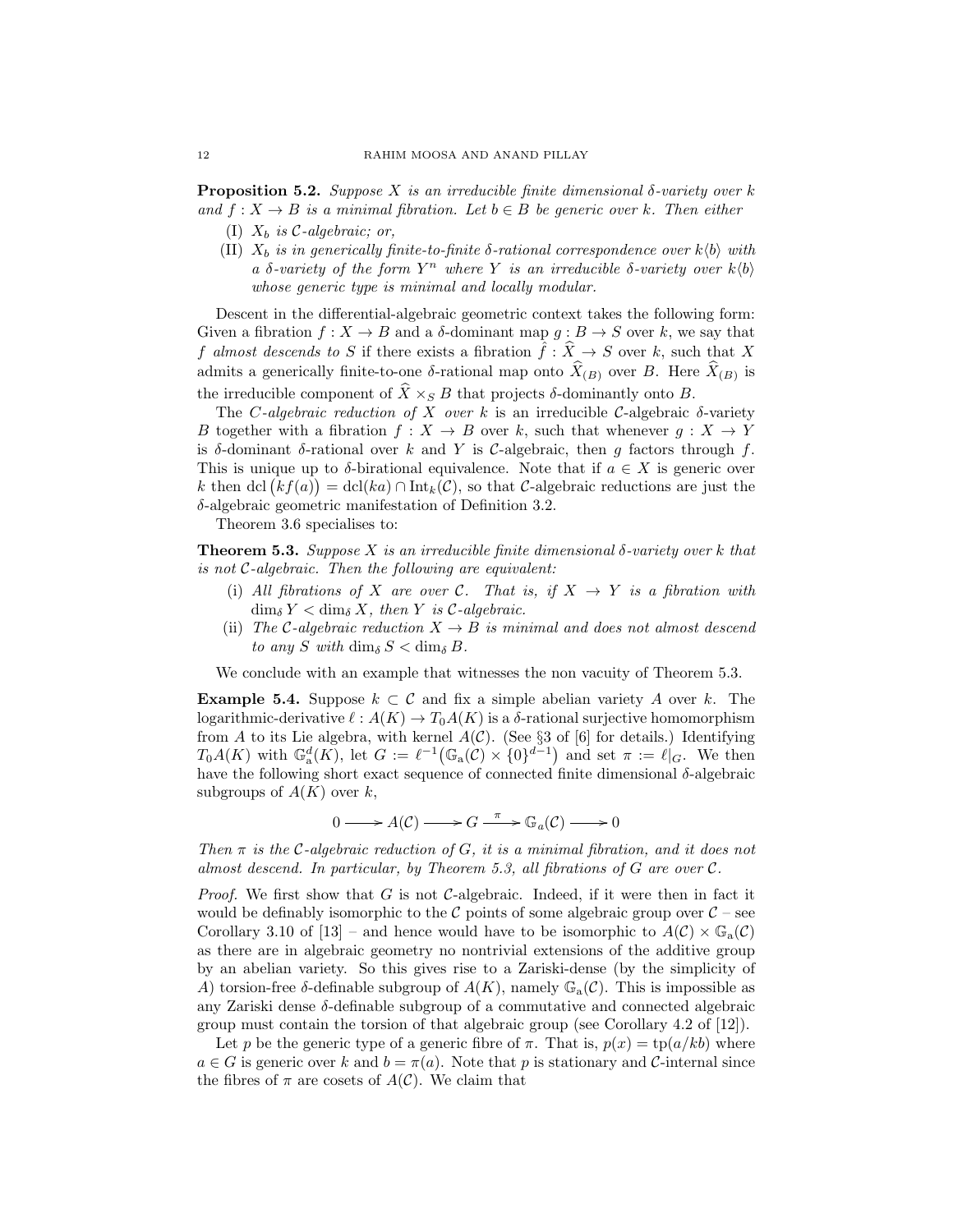**Proposition 5.2.** *Suppose $X$ is an irreducible finite dimensional $\delta$-variety over $k$ and $f : X \to B$ is a minimal fibration. Let $b \in B$ be generic over $k$. Then either*

(I) *$X_b$ is $\mathcal{C}$-algebraic; or,*

(II) *$X_b$ is in generically finite-to-finite $\delta$-rational correspondence over $k\langle b\rangle$ with a $\delta$-variety of the form $Y^n$ where $Y$ is an irreducible $\delta$-variety over $k\langle b\rangle$ whose generic type is minimal and locally modular.*

Descent in the differential-algebraic geometric context takes the following form: Given a fibration $f : X \to B$ and a $\delta$-dominant map $g : B \to S$ over $k$, we say that *$f$ almost descends to $S$* if there exists a fibration $\hat{f} : \widehat{X} \to S$ over $k$, such that $X$ admits a generically finite-to-one $\delta$-rational map onto $\widehat{X}_{(B)}$ over $B$. Here $\widehat{X}_{(B)}$ is the irreducible component of $\widehat{X} \times_S B$ that projects $\delta$-dominantly onto $B$.

The *$C$-algebraic reduction of $X$ over $k$* is an irreducible $\mathcal{C}$-algebraic $\delta$-variety $B$ together with a fibration $f : X \to B$ over $k$, such that whenever $g : X \to Y$ is $\delta$-dominant $\delta$-rational over $k$ and $Y$ is $\mathcal{C}$-algebraic, then $g$ factors through $f$. This is unique up to $\delta$-birational equivalence. Note that if $a \in X$ is generic over $k$ then $\operatorname{dcl}\big(kf(a)\big) = \operatorname{dcl}(ka) \cap \operatorname{Int}_k(\mathcal{C})$, so that $\mathcal{C}$-algebraic reductions are just the $\delta$-algebraic geometric manifestation of Definition 3.2.

Theorem 3.6 specialises to:

**Theorem 5.3.** *Suppose $X$ is an irreducible finite dimensional $\delta$-variety over $k$ that is not $\mathcal{C}$-algebraic. Then the following are equivalent:*

(i) *All fibrations of $X$ are over $\mathcal{C}$. That is, if $X \to Y$ is a fibration with $\dim_\delta Y < \dim_\delta X$, then $Y$ is $\mathcal{C}$-algebraic.*

(ii) *The $\mathcal{C}$-algebraic reduction $X \to B$ is minimal and does not almost descend to any $S$ with $\dim_\delta S < \dim_\delta B$.*

We conclude with an example that witnesses the non vacuity of Theorem 5.3.

**Example 5.4.** Suppose $k \subset \mathcal{C}$ and fix a simple abelian variety $A$ over $k$. The logarithmic-derivative $\ell : A(K) \to T_0A(K)$ is a $\delta$-rational surjective homomorphism from $A$ to its Lie algebra, with kernel $A(\mathcal{C})$. (See §3 of [6] for details.) Identifying $T_0A(K)$ with $\mathbb{G}_a^d(K)$, let $G := \ell^{-1}\big(\mathbb{G}_a(\mathcal{C}) \times \{0\}^{d-1}\big)$ and set $\pi := \ell|_G$. We then have the following short exact sequence of connected finite dimensional $\delta$-algebraic subgroups of $A(K)$ over $k$,

$$0 \longrightarrow A(\mathcal{C}) \longrightarrow G \xrightarrow{\ \pi\ } \mathbb{G}_a(\mathcal{C}) \longrightarrow 0$$

*Then $\pi$ is the $\mathcal{C}$-algebraic reduction of $G$, it is a minimal fibration, and it does not almost descend. In particular, by Theorem 5.3, all fibrations of $G$ are over $\mathcal{C}$.*

*Proof.* We first show that $G$ is not $\mathcal{C}$-algebraic. Indeed, if it were then in fact it would be definably isomorphic to the $\mathcal{C}$ points of some algebraic group over $\mathcal{C}$ – see Corollary 3.10 of [13] – and hence would have to be isomorphic to $A(\mathcal{C}) \times \mathbb{G}_a(\mathcal{C})$ as there are in algebraic geometry no nontrivial extensions of the additive group by an abelian variety. So this gives rise to a Zariski-dense (by the simplicity of $A$) torsion-free $\delta$-definable subgroup of $A(K)$, namely $\mathbb{G}_a(\mathcal{C})$. This is impossible as any Zariski dense $\delta$-definable subgroup of a commutative and connected algebraic group must contain the torsion of that algebraic group (see Corollary 4.2 of [12]).

Let $p$ be the generic type of a generic fibre of $\pi$. That is, $p(x) = \operatorname{tp}(a/kb)$ where $a \in G$ is generic over $k$ and $b = \pi(a)$. Note that $p$ is stationary and $\mathcal{C}$-internal since the fibres of $\pi$ are cosets of $A(\mathcal{C})$. We claim that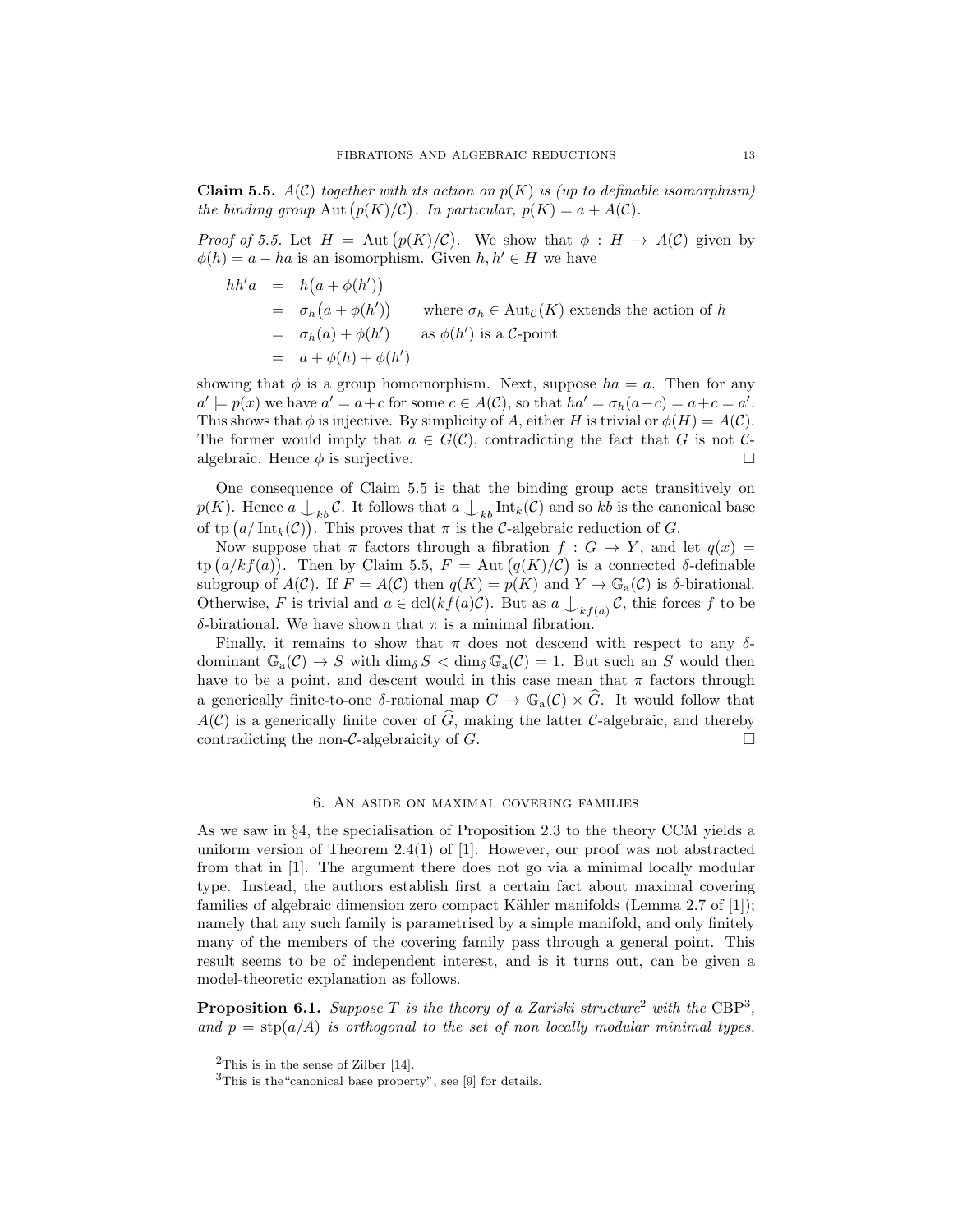**Claim 5.5.** *$A(\mathcal{C})$ together with its action on $p(K)$ is (up to definable isomorphism) the binding group $\operatorname{Aut}\big(p(K)/\mathcal{C}\big)$. In particular, $p(K) = a + A(\mathcal{C})$.*

*Proof of 5.5.* Let $H = \operatorname{Aut}\big(p(K)/\mathcal{C}\big)$. We show that $\phi : H \to A(\mathcal{C})$ given by $\phi(h) = a - ha$ is an isomorphism. Given $h, h' \in H$ we have

$$
\begin{aligned}
hh'a &= h\big(a + \phi(h')\big) \\
&= \sigma_h\big(a + \phi(h')\big) \qquad \text{where } \sigma_h \in \operatorname{Aut}_{\mathcal{C}}(K) \text{ extends the action of } h \\
&= \sigma_h(a) + \phi(h') \qquad \text{as } \phi(h') \text{ is a } \mathcal{C}\text{-point} \\
&= a + \phi(h) + \phi(h')
\end{aligned}
$$

showing that $\phi$ is a group homomorphism. Next, suppose $ha = a$. Then for any $a' \models p(x)$ we have $a' = a + c$ for some $c \in A(\mathcal{C})$, so that $ha' = \sigma_h(a+c) = a + c = a'$. This shows that $\phi$ is injective. By simplicity of $A$, either $H$ is trivial or $\phi(H) = A(\mathcal{C})$. The former would imply that $a \in G(\mathcal{C})$, contradicting the fact that $G$ is not $\mathcal{C}$-algebraic. Hence $\phi$ is surjective. $\square$

One consequence of Claim 5.5 is that the binding group acts transitively on $p(K)$. Hence $a \mathop{\smile\!\!\!\!\!\!|\,}_{kb} \mathcal{C}$. It follows that $a \mathop{\smile\!\!\!\!\!\!|\,}_{kb} \operatorname{Int}_k(\mathcal{C})$ and so $kb$ is the canonical base of $\operatorname{tp}\big(a/\operatorname{Int}_k(\mathcal{C})\big)$. This proves that $\pi$ is the $\mathcal{C}$-algebraic reduction of $G$.

Now suppose that $\pi$ factors through a fibration $f : G \to Y$, and let $q(x) = \operatorname{tp}\big(a/kf(a)\big)$. Then by Claim 5.5, $F = \operatorname{Aut}\big(q(K)/\mathcal{C}\big)$ is a connected $\delta$-definable subgroup of $A(\mathcal{C})$. If $F = A(\mathcal{C})$ then $q(K) = p(K)$ and $Y \to \mathbb{G}_{\mathrm{a}}(\mathcal{C})$ is $\delta$-birational. Otherwise, $F$ is trivial and $a \in \operatorname{dcl}(kf(a)\mathcal{C})$. But as $a \mathop{\smile\!\!\!\!\!\!|\,}_{kf(a)} \mathcal{C}$, this forces $f$ to be $\delta$-birational. We have shown that $\pi$ is a minimal fibration.

Finally, it remains to show that $\pi$ does not descend with respect to any $\delta$-dominant $\mathbb{G}_{\mathrm{a}}(\mathcal{C}) \to S$ with $\dim_\delta S < \dim_\delta \mathbb{G}_{\mathrm{a}}(\mathcal{C}) = 1$. But such an $S$ would then have to be a point, and descent would in this case mean that $\pi$ factors through a generically finite-to-one $\delta$-rational map $G \to \mathbb{G}_{\mathrm{a}}(\mathcal{C}) \times \widehat{G}$. It would follow that $A(\mathcal{C})$ is a generically finite cover of $\widehat{G}$, making the latter $\mathcal{C}$-algebraic, and thereby contradicting the non-$\mathcal{C}$-algebraicity of $G$. $\square$

## 6. An aside on maximal covering families

As we saw in §4, the specialisation of Proposition 2.3 to the theory CCM yields a uniform version of Theorem 2.4(1) of [1]. However, our proof was not abstracted from that in [1]. The argument there does not go via a minimal locally modular type. Instead, the authors establish first a certain fact about maximal covering families of algebraic dimension zero compact Kähler manifolds (Lemma 2.7 of [1]); namely that any such family is parametrised by a simple manifold, and only finitely many of the members of the covering family pass through a general point. This result seems to be of independent interest, and is it turns out, can be given a model-theoretic explanation as follows.

**Proposition 6.1.** *Suppose $T$ is the theory of a Zariski structure[2] with the CBP[3], and $p = \operatorname{stp}(a/A)$ is orthogonal to the set of non locally modular minimal types.*

[2] This is in the sense of Zilber [14].

[3] This is the "canonical base property", see [9] for details.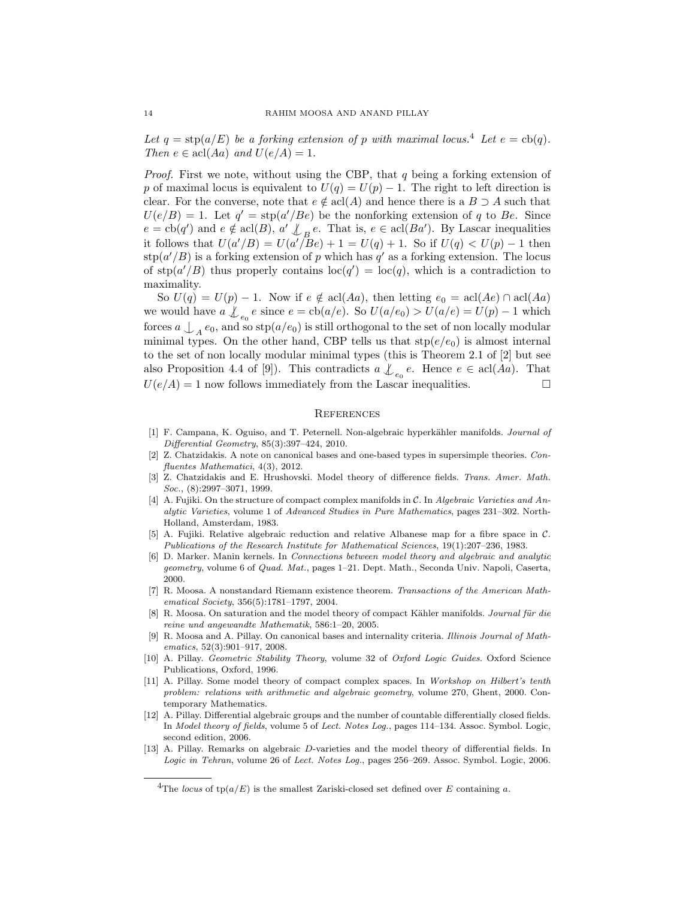*Let $q = \mathrm{stp}(a/E)$ be a forking extension of $p$ with maximal locus.*[4] *Let $e = \mathrm{cb}(q)$. Then $e \in \mathrm{acl}(Aa)$ and $U(e/A) = 1$.*

*Proof.* First we note, without using the CBP, that $q$ being a forking extension of $p$ of maximal locus is equivalent to $U(q) = U(p) - 1$. The right to left direction is clear. For the converse, note that $e \notin \mathrm{acl}(A)$ and hence there is a $B \supset A$ such that $U(e/B) = 1$. Let $q' = \mathrm{stp}(a'/Be)$ be the nonforking extension of $q$ to $Be$. Since $e = \mathrm{cb}(q')$ and $e \notin \mathrm{acl}(B)$, $a' \not\perp_B e$. That is, $e \in \mathrm{acl}(Ba')$. By Lascar inequalities it follows that $U(a'/B) = U(a'/Be) + 1 = U(q) + 1$. So if $U(q) < U(p) - 1$ then $\mathrm{stp}(a'/B)$ is a forking extension of $p$ which has $q'$ as a forking extension. The locus of $\mathrm{stp}(a'/B)$ thus properly contains $\mathrm{loc}(q') = \mathrm{loc}(q)$, which is a contradiction to maximality.

So $U(q) = U(p) - 1$. Now if $e \notin \mathrm{acl}(Aa)$, then letting $e_0 = \mathrm{acl}(Ae) \cap \mathrm{acl}(Aa)$ we would have $a \not\perp_{e_0} e$ since $e = \mathrm{cb}(a/e)$. So $U(a/e_0) > U(a/e) = U(p) - 1$ which forces $a \perp_A e_0$, and so $\mathrm{stp}(a/e_0)$ is still orthogonal to the set of non locally modular minimal types. On the other hand, CBP tells us that $\mathrm{stp}(e/e_0)$ is almost internal to the set of non locally modular minimal types (this is Theorem 2.1 of [2] but see also Proposition 4.4 of [9]). This contradicts $a \not\perp_{e_0} e$. Hence $e \in \mathrm{acl}(Aa)$. That $U(e/A) = 1$ now follows immediately from the Lascar inequalities. $\square$

## References

[1] F. Campana, K. Oguiso, and T. Peternell. Non-algebraic hyperkähler manifolds. *Journal of Differential Geometry*, 85(3):397–424, 2010.

[2] Z. Chatzidakis. A note on canonical bases and one-based types in supersimple theories. *Confluentes Mathematici*, 4(3), 2012.

[3] Z. Chatzidakis and E. Hrushovski. Model theory of difference fields. *Trans. Amer. Math. Soc.*, (8):2997–3071, 1999.

[4] A. Fujiki. On the structure of compact complex manifolds in $\mathcal{C}$. In *Algebraic Varieties and Analytic Varieties*, volume 1 of *Advanced Studies in Pure Mathematics*, pages 231–302. North-Holland, Amsterdam, 1983.

[5] A. Fujiki. Relative algebraic reduction and relative Albanese map for a fibre space in $\mathcal{C}$. *Publications of the Research Institute for Mathematical Sciences*, 19(1):207–236, 1983.

[6] D. Marker. Manin kernels. In *Connections between model theory and algebraic and analytic geometry*, volume 6 of *Quad. Mat.*, pages 1–21. Dept. Math., Seconda Univ. Napoli, Caserta, 2000.

[7] R. Moosa. A nonstandard Riemann existence theorem. *Transactions of the American Mathematical Society*, 356(5):1781–1797, 2004.

[8] R. Moosa. On saturation and the model theory of compact Kähler manifolds. *Journal für die reine und angewandte Mathematik*, 586:1–20, 2005.

[9] R. Moosa and A. Pillay. On canonical bases and internality criteria. *Illinois Journal of Mathematics*, 52(3):901–917, 2008.

[10] A. Pillay. *Geometric Stability Theory*, volume 32 of *Oxford Logic Guides*. Oxford Science Publications, Oxford, 1996.

[11] A. Pillay. Some model theory of compact complex spaces. In *Workshop on Hilbert's tenth problem: relations with arithmetic and algebraic geometry*, volume 270, Ghent, 2000. Contemporary Mathematics.

[12] A. Pillay. Differential algebraic groups and the number of countable differentially closed fields. In *Model theory of fields*, volume 5 of *Lect. Notes Log.*, pages 114–134. Assoc. Symbol. Logic, second edition, 2006.

[13] A. Pillay. Remarks on algebraic $D$-varieties and the model theory of differential fields. In *Logic in Tehran*, volume 26 of *Lect. Notes Log.*, pages 256–269. Assoc. Symbol. Logic, 2006.

---

[4] The *locus* of $\mathrm{tp}(a/E)$ is the smallest Zariski-closed set defined over $E$ containing $a$.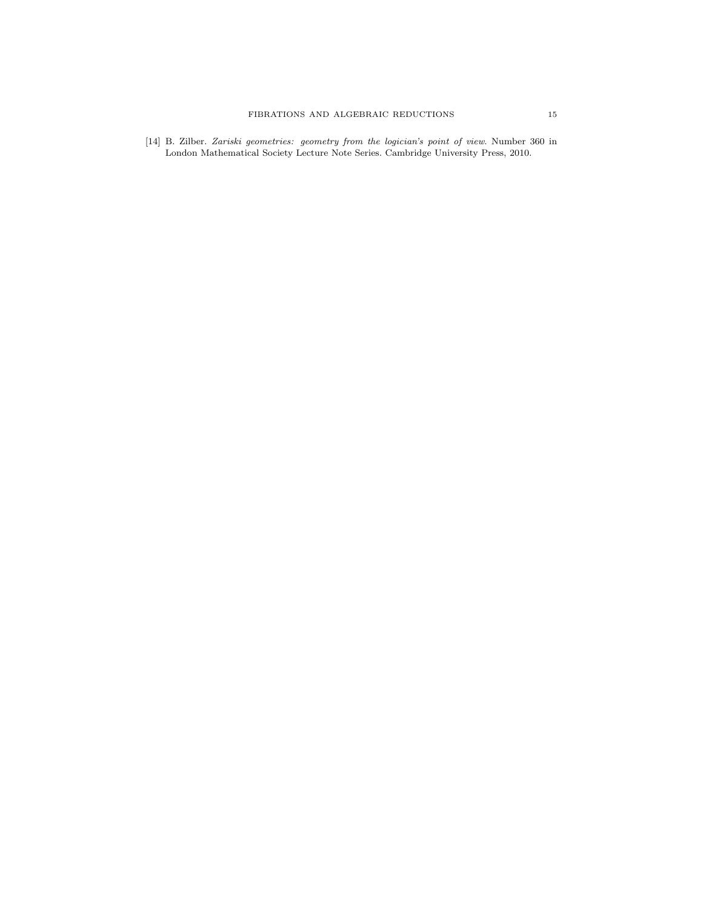[14] B. Zilber. *Zariski geometries: geometry from the logician's point of view*. Number 360 in London Mathematical Society Lecture Note Series. Cambridge University Press, 2010.